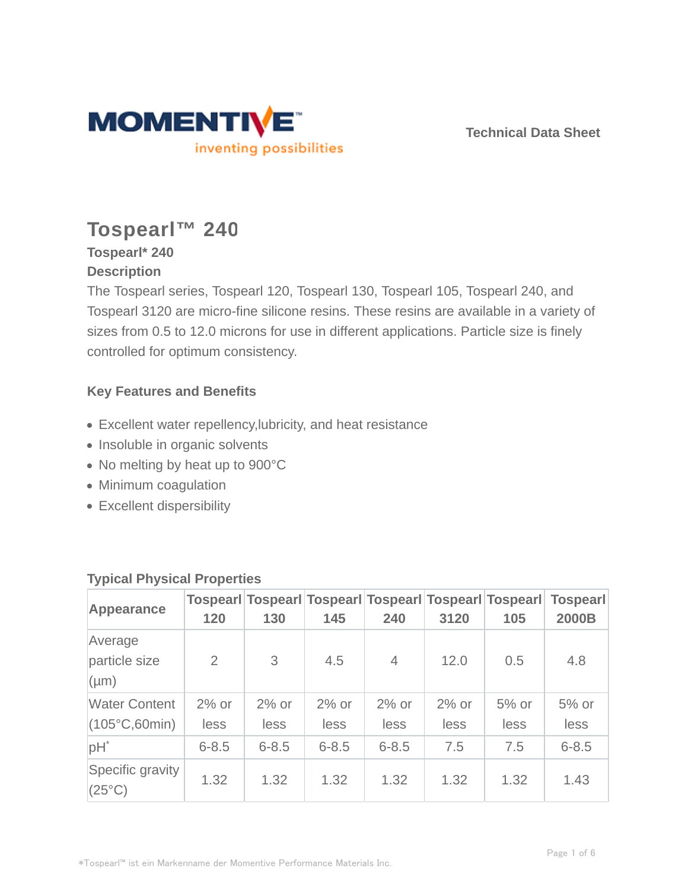MOMENTIVE™
inventing possibilities

Technical Data Sheet

# Tospearl™ 240

**Tospearl* 240**

**Description**

The Tospearl series, Tospearl 120, Tospearl 130, Tospearl 105, Tospearl 240, and Tospearl 3120 are micro-fine silicone resins. These resins are available in a variety of sizes from 0.5 to 12.0 microns for use in different applications. Particle size is finely controlled for optimum consistency.

### Key Features and Benefits

- Excellent water repellency,lubricity, and heat resistance
- Insoluble in organic solvents
- No melting by heat up to 900°C
- Minimum coagulation
- Excellent dispersibility

### Typical Physical Properties

| Appearance | Tospearl 120 | Tospearl 130 | Tospearl 145 | Tospearl 240 | Tospearl 3120 | Tospearl 105 | Tospearl 2000B |
|---|---|---|---|---|---|---|---|
| Average particle size (µm) | 2 | 3 | 4.5 | 4 | 12.0 | 0.5 | 4.8 |
| Water Content (105°C,60min) | 2% or less | 2% or less | 2% or less | 2% or less | 2% or less | 5% or less | 5% or less |
| pH* | 6-8.5 | 6-8.5 | 6-8.5 | 6-8.5 | 7.5 | 7.5 | 6-8.5 |
| Specific gravity (25°C) | 1.32 | 1.32 | 1.32 | 1.32 | 1.32 | 1.32 | 1.43 |

*Tospearl™ ist ein Markenname der Momentive Performance Materials Inc.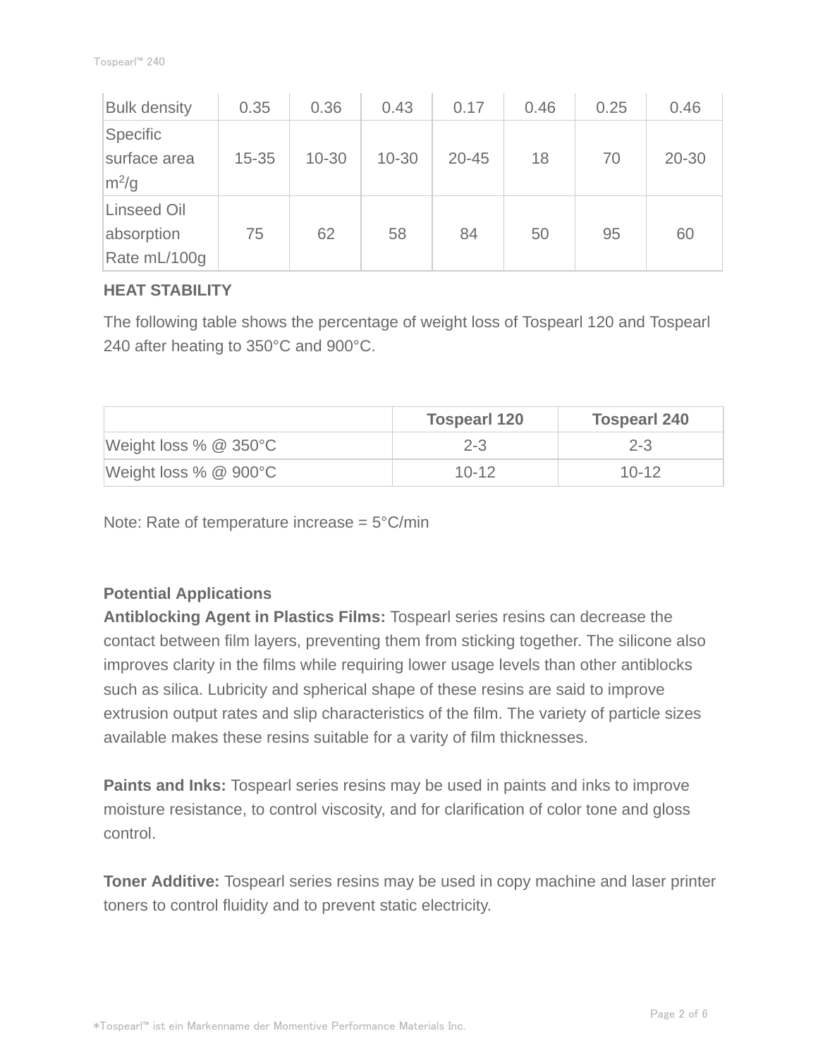| Bulk density | 0.35 | 0.36 | 0.43 | 0.17 | 0.46 | 0.25 | 0.46 |
|---|---|---|---|---|---|---|---|
| Specific surface area $m^2/g$ | 15-35 | 10-30 | 10-30 | 20-45 | 18 | 70 | 20-30 |
| Linseed Oil absorption Rate mL/100g | 75 | 62 | 58 | 84 | 50 | 95 | 60 |

**HEAT STABILITY**

The following table shows the percentage of weight loss of Tospearl 120 and Tospearl 240 after heating to 350°C and 900°C.

| | Tospearl 120 | Tospearl 240 |
|---|---|---|
| Weight loss % @ 350°C | 2-3 | 2-3 |
| Weight loss % @ 900°C | 10-12 | 10-12 |

Note: Rate of temperature increase = 5°C/min

**Potential Applications**

**Antiblocking Agent in Plastics Films:** Tospearl series resins can decrease the contact between film layers, preventing them from sticking together. The silicone also improves clarity in the films while requiring lower usage levels than other antiblocks such as silica. Lubricity and spherical shape of these resins are said to improve extrusion output rates and slip characteristics of the film. The variety of particle sizes available makes these resins suitable for a varity of film thicknesses.

**Paints and Inks:** Tospearl series resins may be used in paints and inks to improve moisture resistance, to control viscosity, and for clarification of color tone and gloss control.

**Toner Additive:** Tospearl series resins may be used in copy machine and laser printer toners to control fluidity and to prevent static electricity.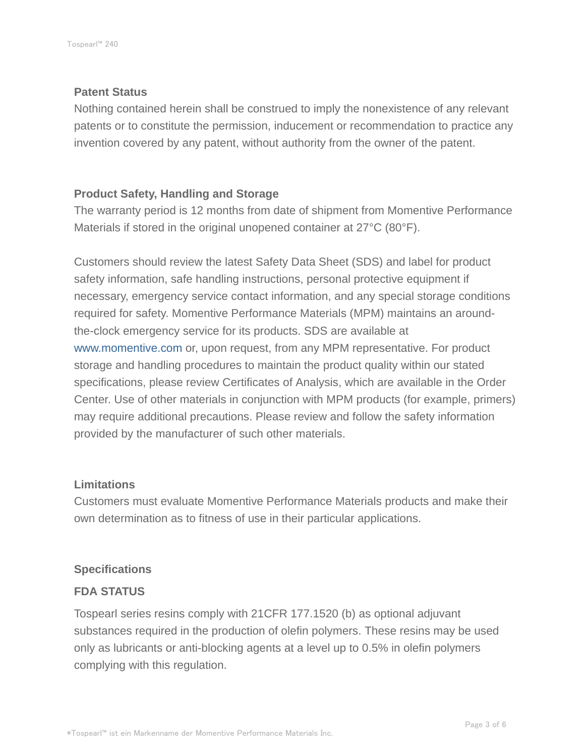## Patent Status

Nothing contained herein shall be construed to imply the nonexistence of any relevant patents or to constitute the permission, inducement or recommendation to practice any invention covered by any patent, without authority from the owner of the patent.

## Product Safety, Handling and Storage

The warranty period is 12 months from date of shipment from Momentive Performance Materials if stored in the original unopened container at 27°C (80°F).

Customers should review the latest Safety Data Sheet (SDS) and label for product safety information, safe handling instructions, personal protective equipment if necessary, emergency service contact information, and any special storage conditions required for safety. Momentive Performance Materials (MPM) maintains an around-the-clock emergency service for its products. SDS are available at www.momentive.com or, upon request, from any MPM representative. For product storage and handling procedures to maintain the product quality within our stated specifications, please review Certificates of Analysis, which are available in the Order Center. Use of other materials in conjunction with MPM products (for example, primers) may require additional precautions. Please review and follow the safety information provided by the manufacturer of such other materials.

## Limitations

Customers must evaluate Momentive Performance Materials products and make their own determination as to fitness of use in their particular applications.

## Specifications

### FDA STATUS

Tospearl series resins comply with 21CFR 177.1520 (b) as optional adjuvant substances required in the production of olefin polymers. These resins may be used only as lubricants or anti-blocking agents at a level up to 0.5% in olefin polymers complying with this regulation.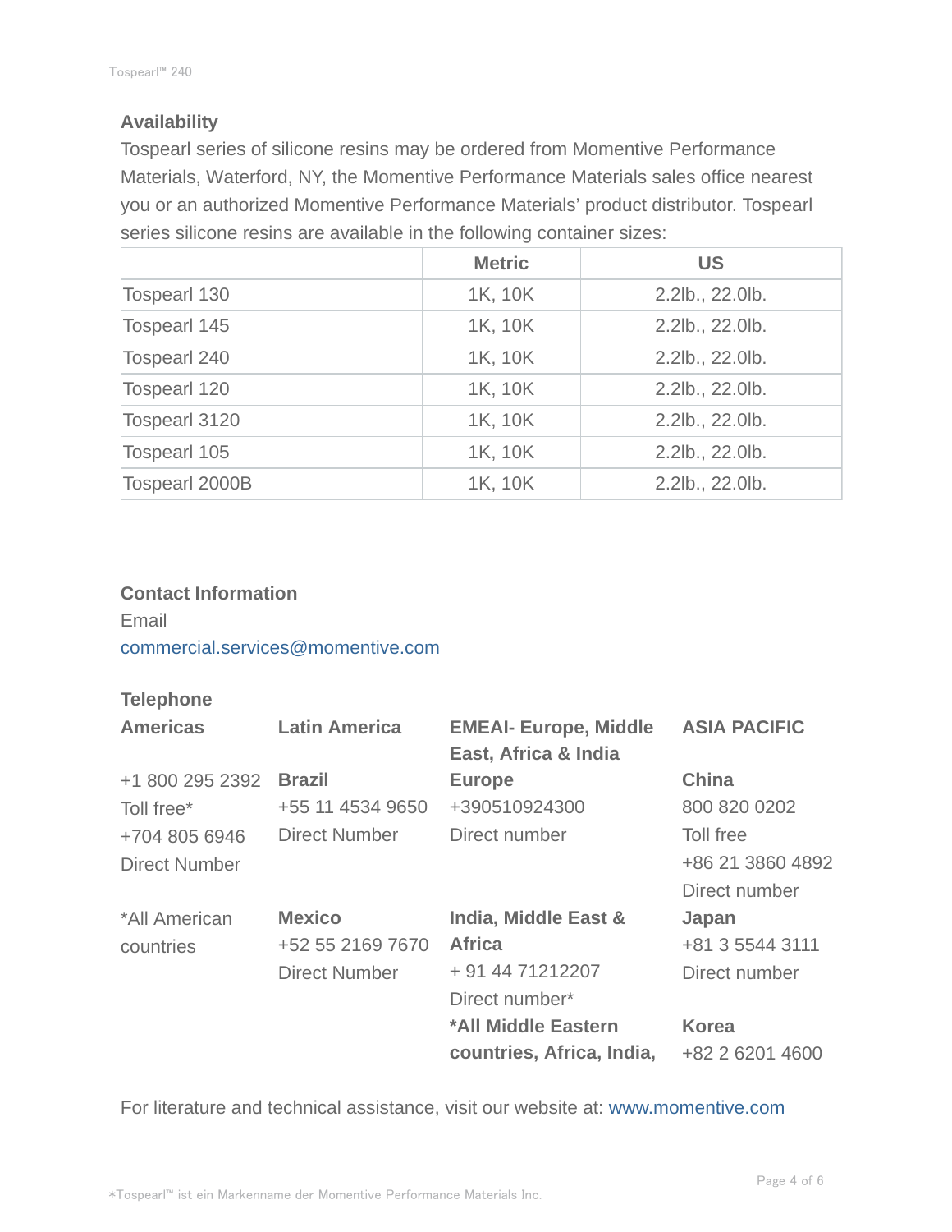## Availability

Tospearl series of silicone resins may be ordered from Momentive Performance Materials, Waterford, NY, the Momentive Performance Materials sales office nearest you or an authorized Momentive Performance Materials' product distributor. Tospearl series silicone resins are available in the following container sizes:

| | Metric | US |
|---|---|---|
| Tospearl 130 | 1K, 10K | 2.2lb., 22.0lb. |
| Tospearl 145 | 1K, 10K | 2.2lb., 22.0lb. |
| Tospearl 240 | 1K, 10K | 2.2lb., 22.0lb. |
| Tospearl 120 | 1K, 10K | 2.2lb., 22.0lb. |
| Tospearl 3120 | 1K, 10K | 2.2lb., 22.0lb. |
| Tospearl 105 | 1K, 10K | 2.2lb., 22.0lb. |
| Tospearl 2000B | 1K, 10K | 2.2lb., 22.0lb. |

## Contact Information

Email
commercial.services@momentive.com

### Telephone

**Americas**

+1 800 295 2392
Toll free*
+704 805 6946
Direct Number

*All American countries

**Latin America**

**Brazil**
+55 11 4534 9650
Direct Number

**Mexico**
+52 55 2169 7670
Direct Number

**EMEAI- Europe, Middle East, Africa & India**

**Europe**
+390510924300
Direct number

**India, Middle East & Africa**
+ 91 44 71212207
Direct number*

***All Middle Eastern countries, Africa, India,**

**ASIA PACIFIC**

**China**
800 820 0202
Toll free
+86 21 3860 4892
Direct number

**Japan**
+81 3 5544 3111
Direct number

**Korea**
+82 2 6201 4600

For literature and technical assistance, visit our website at: www.momentive.com

*Tospearl™ ist ein Markenname der Momentive Performance Materials Inc.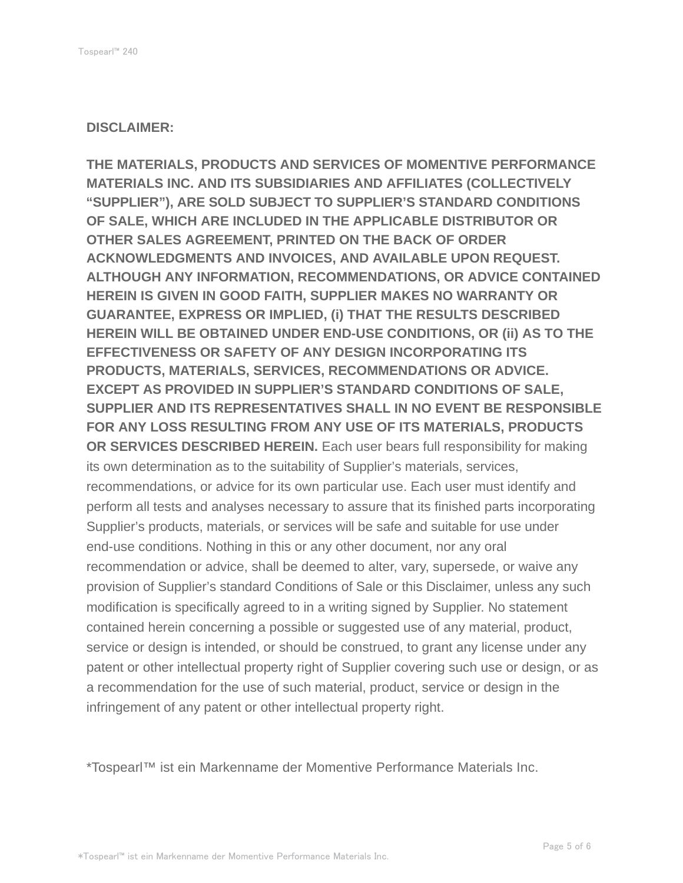**DISCLAIMER:**

**THE MATERIALS, PRODUCTS AND SERVICES OF MOMENTIVE PERFORMANCE MATERIALS INC. AND ITS SUBSIDIARIES AND AFFILIATES (COLLECTIVELY “SUPPLIER”), ARE SOLD SUBJECT TO SUPPLIER’S STANDARD CONDITIONS OF SALE, WHICH ARE INCLUDED IN THE APPLICABLE DISTRIBUTOR OR OTHER SALES AGREEMENT, PRINTED ON THE BACK OF ORDER ACKNOWLEDGMENTS AND INVOICES, AND AVAILABLE UPON REQUEST. ALTHOUGH ANY INFORMATION, RECOMMENDATIONS, OR ADVICE CONTAINED HEREIN IS GIVEN IN GOOD FAITH, SUPPLIER MAKES NO WARRANTY OR GUARANTEE, EXPRESS OR IMPLIED, (i) THAT THE RESULTS DESCRIBED HEREIN WILL BE OBTAINED UNDER END-USE CONDITIONS, OR (ii) AS TO THE EFFECTIVENESS OR SAFETY OF ANY DESIGN INCORPORATING ITS PRODUCTS, MATERIALS, SERVICES, RECOMMENDATIONS OR ADVICE. EXCEPT AS PROVIDED IN SUPPLIER’S STANDARD CONDITIONS OF SALE, SUPPLIER AND ITS REPRESENTATIVES SHALL IN NO EVENT BE RESPONSIBLE FOR ANY LOSS RESULTING FROM ANY USE OF ITS MATERIALS, PRODUCTS OR SERVICES DESCRIBED HEREIN.** Each user bears full responsibility for making its own determination as to the suitability of Supplier’s materials, services, recommendations, or advice for its own particular use. Each user must identify and perform all tests and analyses necessary to assure that its finished parts incorporating Supplier’s products, materials, or services will be safe and suitable for use under end-use conditions. Nothing in this or any other document, nor any oral recommendation or advice, shall be deemed to alter, vary, supersede, or waive any provision of Supplier’s standard Conditions of Sale or this Disclaimer, unless any such modification is specifically agreed to in a writing signed by Supplier. No statement contained herein concerning a possible or suggested use of any material, product, service or design is intended, or should be construed, to grant any license under any patent or other intellectual property right of Supplier covering such use or design, or as a recommendation for the use of such material, product, service or design in the infringement of any patent or other intellectual property right.

*Tospearl™ ist ein Markenname der Momentive Performance Materials Inc.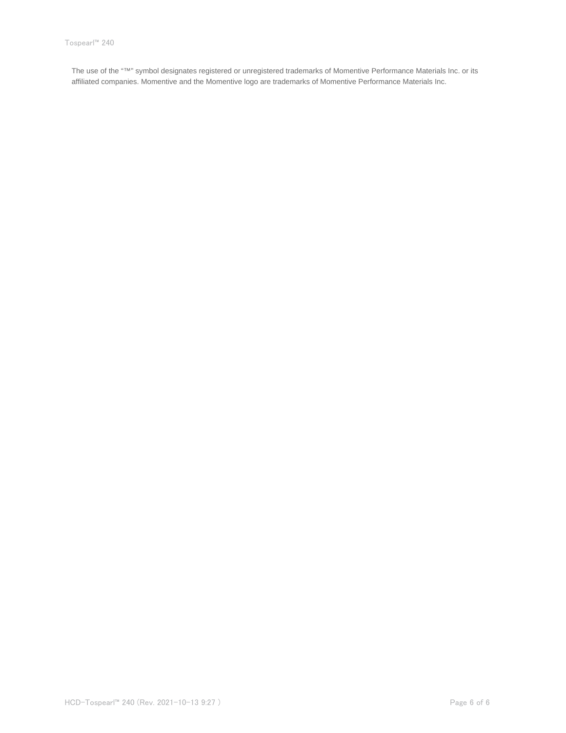The use of the "™" symbol designates registered or unregistered trademarks of Momentive Performance Materials Inc. or its affiliated companies. Momentive and the Momentive logo are trademarks of Momentive Performance Materials Inc.